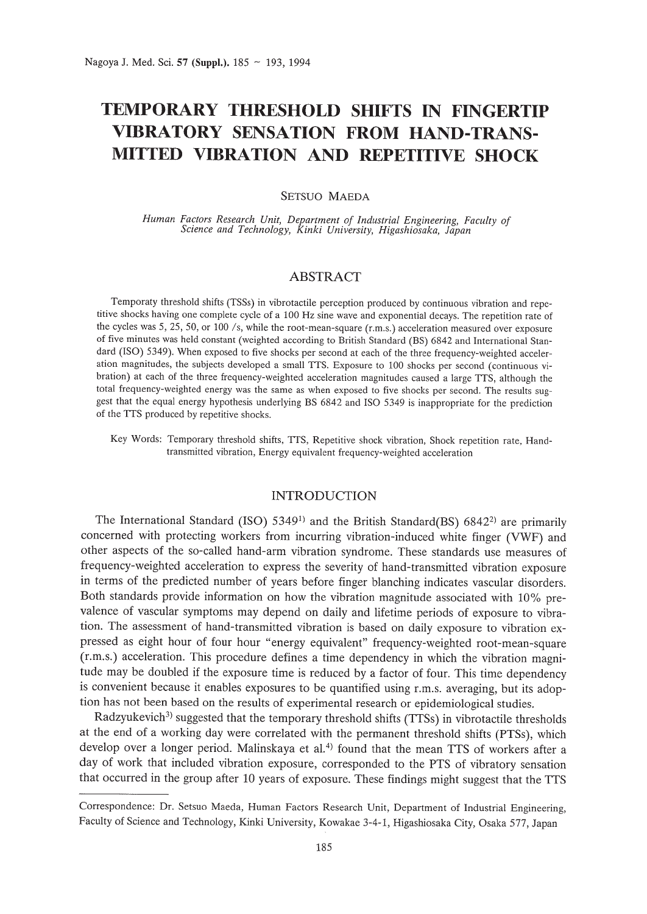# TEMPORARY THRESHOLD SHIFTS IN FINGERTIP VIBRATORY SENSATION FROM HAND-TRANSMITTED VIBRATION AND REPETITIVE SHOCK

SETSUO MAEDA

*Human Factors Research Unit, Department of Industrial Engineering, Faculty of Science and Technology, Kinki University, Higashiosaka, Japan*

## ABSTRACT

Temporaty threshold shifts (TSSs) in vibrotactile perception produced by continuous vibration and repetitive shocks having one complete cycle of a 100 Hz sine wave and exponential decays. The repetition rate of the cycles was 5, 25, 50, or 100 /s, while the root-mean-square (r.m.s.) acceleration measured over exposure of five minutes was held constant (weighted according to British Standard (BS) 6842 and International Standard (ISO) 5349). When exposed to five shocks per second at each of the three frequency-weighted acceleration magnitudes, the subjects developed a small TTS. Exposure to 100 shocks per second (continuous vibration) at each of the three frequency-weighted acceleration magnitudes caused a large TTS, although the total frequency-weighted energy was the same as when exposed to five shocks per second. The results suggest that the equal energy hypothesis underlying BS 6842 and ISO 5349 is inappropriate for the prediction of the TTS produced by repetitive shocks.

Key Words: Temporary threshold shifts, TTS, Repetitive shock vibration, Shock repetition rate, Hand-transmitted vibration, Energy equivalent frequency-weighted acceleration

## INTRODUCTION

The International Standard (ISO) 5349[1] and the British Standard(BS) 6842[2] are primarily concerned with protecting workers from incurring vibration-induced white finger (VWF) and other aspects of the so-called hand-arm vibration syndrome. These standards use measures of frequency-weighted acceleration to express the severity of hand-transmitted vibration exposure in terms of the predicted number of years before finger blanching indicates vascular disorders. Both standards provide information on how the vibration magnitude associated with 10% prevalence of vascular symptoms may depend on daily and lifetime periods of exposure to vibration. The assessment of hand-transmitted vibration is based on daily exposure to vibration expressed as eight hour of four hour "energy equivalent" frequency-weighted root-mean-square (r.m.s.) acceleration. This procedure defines a time dependency in which the vibration magnitude may be doubled if the exposure time is reduced by a factor of four. This time dependency is convenient because it enables exposures to be quantified using r.m.s. averaging, but its adoption has not been based on the results of experimental research or epidemiological studies.

Radzyukevich[3] suggested that the temporary threshold shifts (TTSs) in vibrotactile thresholds at the end of a working day were correlated with the permanent threshold shifts (PTSs), which develop over a longer period. Malinskaya et al.[4] found that the mean TTS of workers after a day of work that included vibration exposure, corresponded to the PTS of vibratory sensation that occurred in the group after 10 years of exposure. These findings might suggest that the TTS

---

Correspondence: Dr. Setsuo Maeda, Human Factors Research Unit, Department of Industrial Engineering, Faculty of Science and Technology, Kinki University, Kowakae 3-4-1, Higashiosaka City, Osaka 577, Japan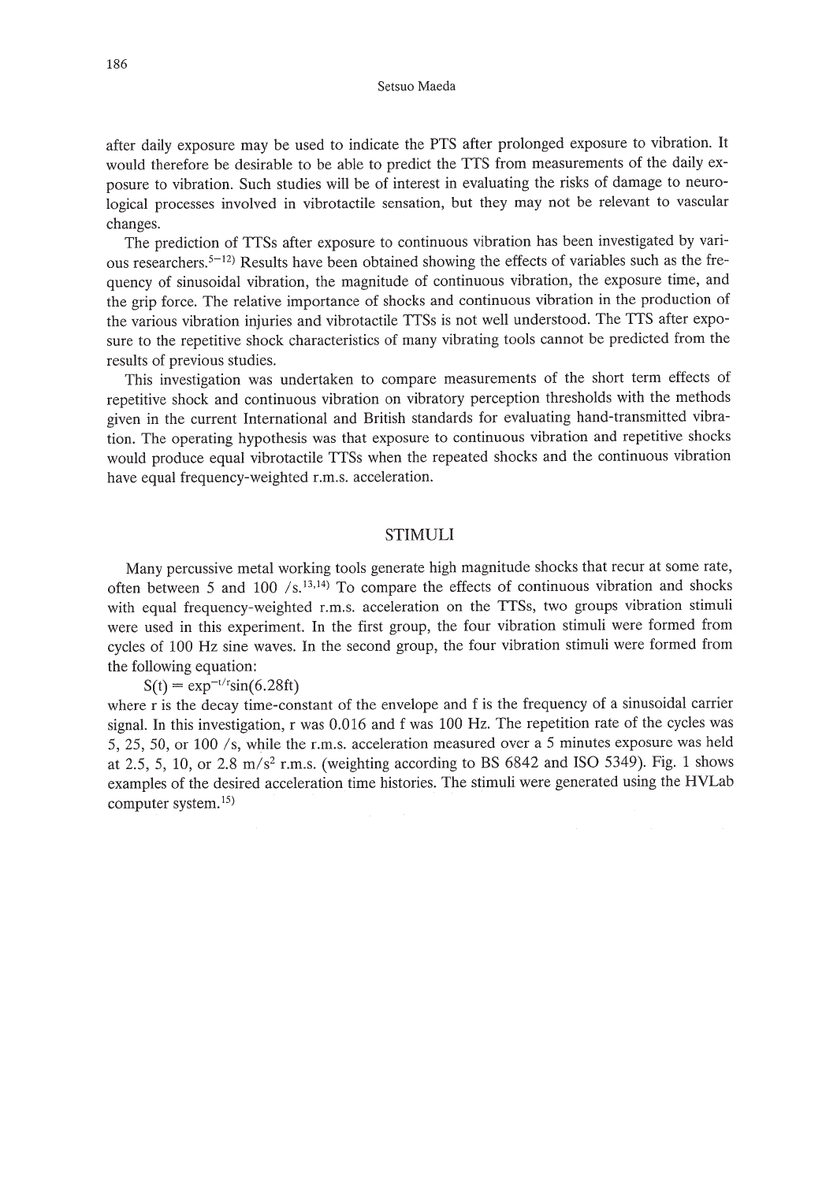after daily exposure may be used to indicate the PTS after prolonged exposure to vibration. It would therefore be desirable to be able to predict the TTS from measurements of the daily exposure to vibration. Such studies will be of interest in evaluating the risks of damage to neurological processes involved in vibrotactile sensation, but they may not be relevant to vascular changes.

The prediction of TTSs after exposure to continuous vibration has been investigated by various researchers.[5–12] Results have been obtained showing the effects of variables such as the frequency of sinusoidal vibration, the magnitude of continuous vibration, the exposure time, and the grip force. The relative importance of shocks and continuous vibration in the production of the various vibration injuries and vibrotactile TTSs is not well understood. The TTS after exposure to the repetitive shock characteristics of many vibrating tools cannot be predicted from the results of previous studies.

This investigation was undertaken to compare measurements of the short term effects of repetitive shock and continuous vibration on vibratory perception thresholds with the methods given in the current International and British standards for evaluating hand-transmitted vibration. The operating hypothesis was that exposure to continuous vibration and repetitive shocks would produce equal vibrotactile TTSs when the repeated shocks and the continuous vibration have equal frequency-weighted r.m.s. acceleration.

## STIMULI

Many percussive metal working tools generate high magnitude shocks that recur at some rate, often between 5 and 100 /s.[13,14] To compare the effects of continuous vibration and shocks with equal frequency-weighted r.m.s. acceleration on the TTSs, two groups vibration stimuli were used in this experiment. In the first group, the four vibration stimuli were formed from cycles of 100 Hz sine waves. In the second group, the four vibration stimuli were formed from the following equation:

$$S(t) = \exp^{-t/r}\sin(6.28ft)$$

where r is the decay time-constant of the envelope and f is the frequency of a sinusoidal carrier signal. In this investigation, r was 0.016 and f was 100 Hz. The repetition rate of the cycles was 5, 25, 50, or 100 /s, while the r.m.s. acceleration measured over a 5 minutes exposure was held at 2.5, 5, 10, or 2.8 $m/s^2$ r.m.s. (weighting according to BS 6842 and ISO 5349). Fig. 1 shows examples of the desired acceleration time histories. The stimuli were generated using the HVLab computer system.[15]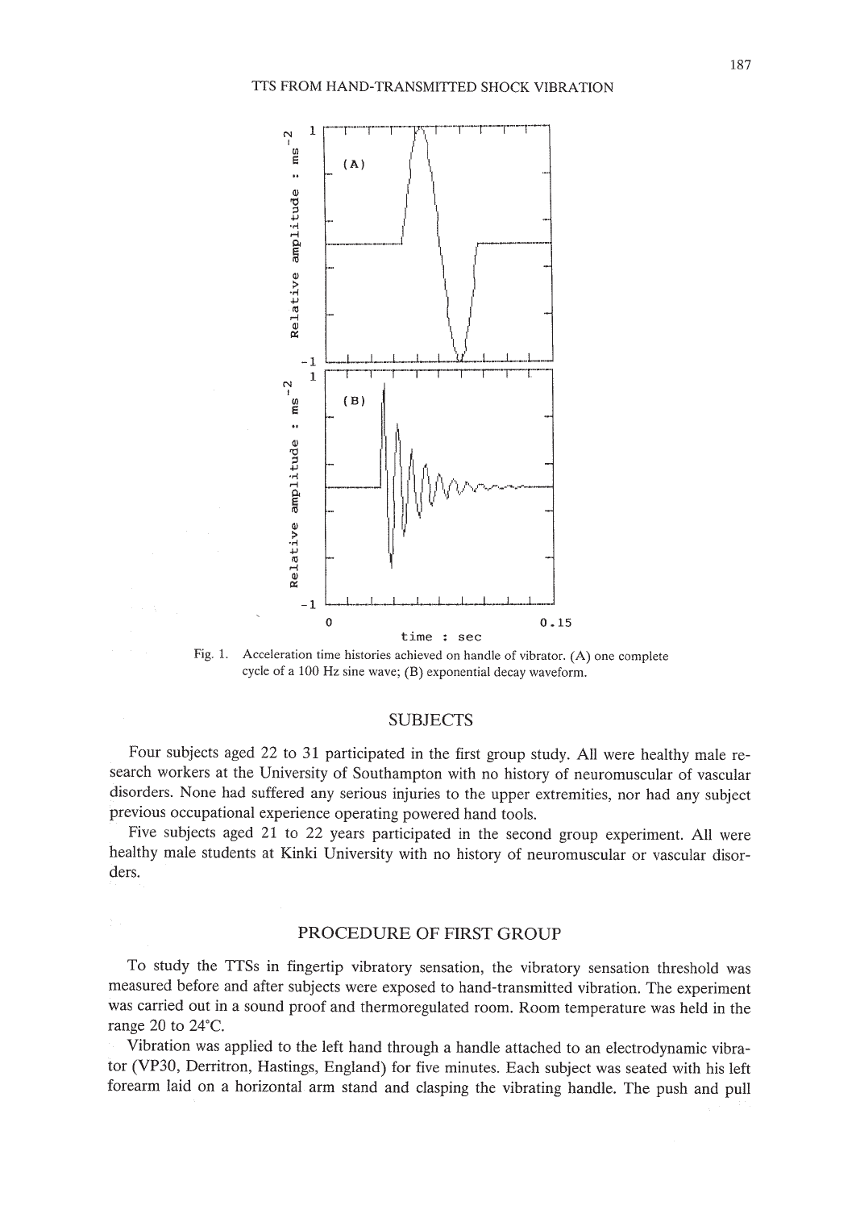Fig. 1. Acceleration time histories achieved on handle of vibrator. (A) one complete cycle of a 100 Hz sine wave; (B) exponential decay waveform.

## SUBJECTS

Four subjects aged 22 to 31 participated in the first group study. All were healthy male research workers at the University of Southampton with no history of neuromuscular of vascular disorders. None had suffered any serious injuries to the upper extremities, nor had any subject previous occupational experience operating powered hand tools.

Five subjects aged 21 to 22 years participated in the second group experiment. All were healthy male students at Kinki University with no history of neuromuscular or vascular disorders.

## PROCEDURE OF FIRST GROUP

To study the TTSs in fingertip vibratory sensation, the vibratory sensation threshold was measured before and after subjects were exposed to hand-transmitted vibration. The experiment was carried out in a sound proof and thermoregulated room. Room temperature was held in the range 20 to 24°C.

Vibration was applied to the left hand through a handle attached to an electrodynamic vibrator (VP30, Derritron, Hastings, England) for five minutes. Each subject was seated with his left forearm laid on a horizontal arm stand and clasping the vibrating handle. The push and pull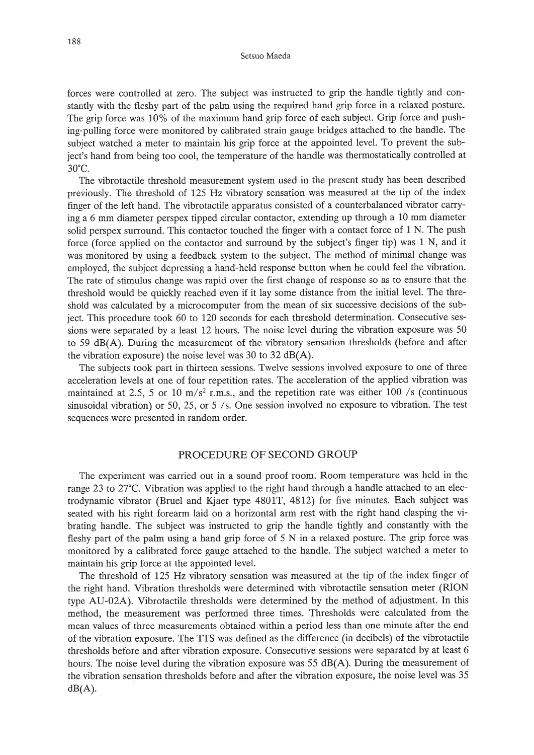forces were controlled at zero. The subject was instructed to grip the handle tightly and constantly with the fleshy part of the palm using the required hand grip force in a relaxed posture. The grip force was 10% of the maximum hand grip force of each subject. Grip force and pushing-pulling force were monitored by calibrated strain gauge bridges attached to the handle. The subject watched a meter to maintain his grip force at the appointed level. To prevent the subject's hand from being too cool, the temperature of the handle was thermostatically controlled at 30°C.

The vibrotactile threshold measurement system used in the present study has been described previously. The threshold of 125 Hz vibratory sensation was measured at the tip of the index finger of the left hand. The vibrotactile apparatus consisted of a counterbalanced vibrator carrying a 6 mm diameter perspex tipped circular contactor, extending up through a 10 mm diameter solid perspex surround. This contactor touched the finger with a contact force of 1 N. The push force (force applied on the contactor and surround by the subject's finger tip) was 1 N, and it was monitored by using a feedback system to the subject. The method of minimal change was employed, the subject depressing a hand-held response button when he could feel the vibration. The rate of stimulus change was rapid over the first change of response so as to ensure that the threshold would be quickly reached even if it lay some distance from the initial level. The threshold was calculated by a microcomputer from the mean of six successive decisions of the subject. This procedure took 60 to 120 seconds for each threshold determination. Consecutive sessions were separated by a least 12 hours. The noise level during the vibration exposure was 50 to 59 dB(A). During the measurement of the vibratory sensation thresholds (before and after the vibration exposure) the noise level was 30 to 32 dB(A).

The subjects took part in thirteen sessions. Twelve sessions involved exposure to one of three acceleration levels at one of four repetition rates. The acceleration of the applied vibration was maintained at 2.5, 5 or 10 $m/s^2$ r.m.s., and the repetition rate was either 100 /s (continuous sinusoidal vibration) or 50, 25, or 5 /s. One session involved no exposure to vibration. The test sequences were presented in random order.

## PROCEDURE OF SECOND GROUP

The experiment was carried out in a sound proof room. Room temperature was held in the range 23 to 27°C. Vibration was applied to the right hand through a handle attached to an electrodynamic vibrator (Bruel and Kjaer type 4801T, 4812) for five minutes. Each subject was seated with his right forearm laid on a horizontal arm rest with the right hand clasping the vibrating handle. The subject was instructed to grip the handle tightly and constantly with the fleshy part of the palm using a hand grip force of 5 N in a relaxed posture. The grip force was monitored by a calibrated force gauge attached to the handle. The subject watched a meter to maintain his grip force at the appointed level.

The threshold of 125 Hz vibratory sensation was measured at the tip of the index finger of the right hand. Vibration thresholds were determined with vibrotactile sensation meter (RION type AU-02A). Vibrotactile thresholds were determined by the method of adjustment. In this method, the measurement was performed three times. Thresholds were calculated from the mean values of three measurements obtained within a period less than one minute after the end of the vibration exposure. The TTS was defined as the difference (in decibels) of the vibrotactile thresholds before and after vibration exposure. Consecutive sessions were separated by at least 6 hours. The noise level during the vibration exposure was 55 dB(A). During the measurement of the vibration sensation thresholds before and after the vibration exposure, the noise level was 35 dB(A).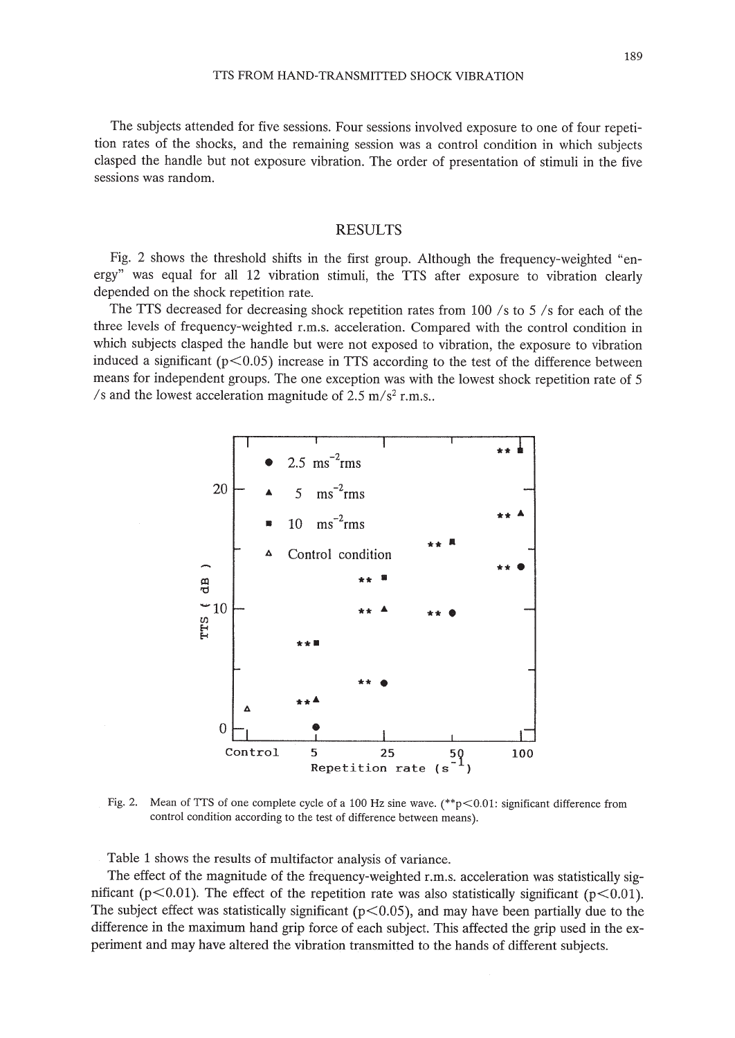The subjects attended for five sessions. Four sessions involved exposure to one of four repetition rates of the shocks, and the remaining session was a control condition in which subjects clasped the handle but not exposure vibration. The order of presentation of stimuli in the five sessions was random.

## RESULTS

Fig. 2 shows the threshold shifts in the first group. Although the frequency-weighted "energy" was equal for all 12 vibration stimuli, the TTS after exposure to vibration clearly depended on the shock repetition rate.

The TTS decreased for decreasing shock repetition rates from 100 /s to 5 /s for each of the three levels of frequency-weighted r.m.s. acceleration. Compared with the control condition in which subjects clasped the handle but were not exposed to vibration, the exposure to vibration induced a significant ($p<0.05$) increase in TTS according to the test of the difference between means for independent groups. The one exception was with the lowest shock repetition rate of 5 /s and the lowest acceleration magnitude of 2.5 $m/s^2$ r.m.s..

Fig. 2. Mean of TTS of one complete cycle of a 100 Hz sine wave. (**$p<0.01$: significant difference from control condition according to the test of difference between means).

Table 1 shows the results of multifactor analysis of variance.

The effect of the magnitude of the frequency-weighted r.m.s. acceleration was statistically significant ($p<0.01$). The effect of the repetition rate was also statistically significant ($p<0.01$). The subject effect was statistically significant ($p<0.05$), and may have been partially due to the difference in the maximum hand grip force of each subject. This affected the grip used in the experiment and may have altered the vibration transmitted to the hands of different subjects.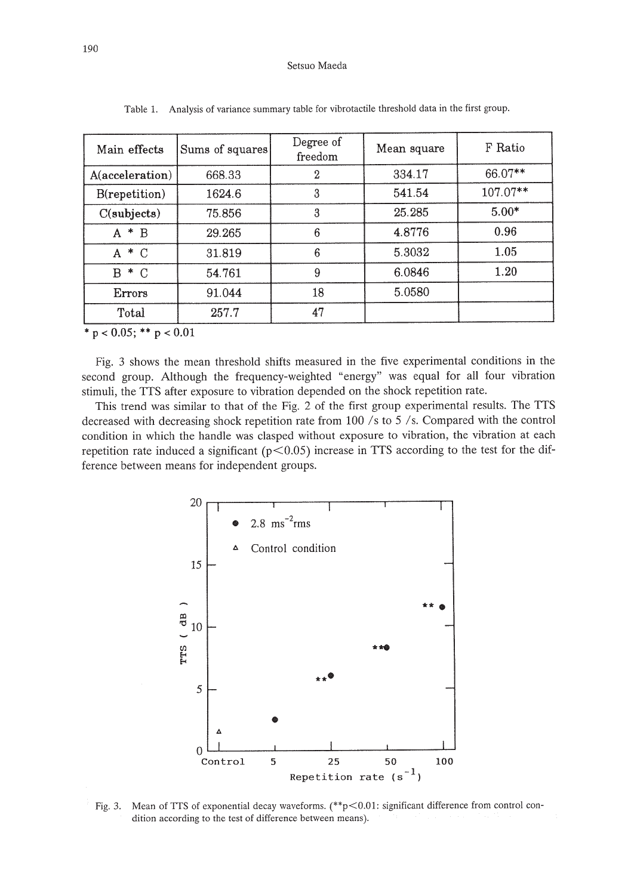Table 1. Analysis of variance summary table for vibrotactile threshold data in the first group.

| Main effects | Sums of squares | Degree of freedom | Mean square | F Ratio |
|---|---|---|---|---|
| A(acceleration) | 668.33 | 2 | 334.17 | 66.07** |
| B(repetition) | 1624.6 | 3 | 541.54 | 107.07** |
| C(subjects) | 75.856 | 3 | 25.285 | 5.00* |
| A * B | 29.265 | 6 | 4.8776 | 0.96 |
| A * C | 31.819 | 6 | 5.3032 | 1.05 |
| B * C | 54.761 | 9 | 6.0846 | 1.20 |
| Errors | 91.044 | 18 | 5.0580 | |
| Total | 257.7 | 47 | | |

* $p < 0.05$; ** $p < 0.01$

Fig. 3 shows the mean threshold shifts measured in the five experimental conditions in the second group. Although the frequency-weighted "energy" was equal for all four vibration stimuli, the TTS after exposure to vibration depended on the shock repetition rate.

This trend was similar to that of the Fig. 2 of the first group experimental results. The TTS decreased with decreasing shock repetition rate from 100 /s to 5 /s. Compared with the control condition in which the handle was clasped without exposure to vibration, the vibration at each repetition rate induced a significant ($p<0.05$) increase in TTS according to the test for the difference between means for independent groups.

Fig. 3. Mean of TTS of exponential decay waveforms. (**$p<0.01$: significant difference from control condition according to the test of difference between means).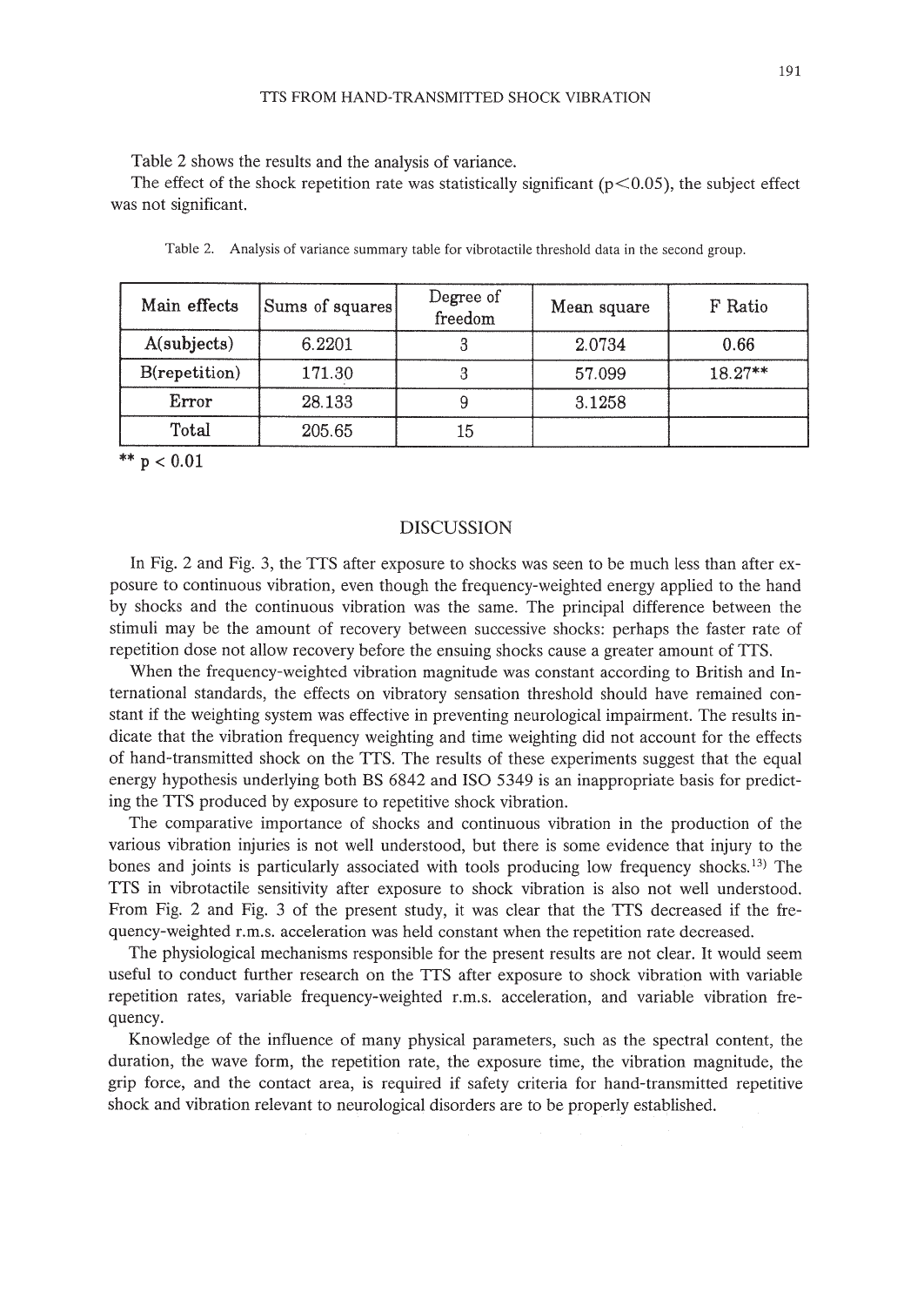Table 2 shows the results and the analysis of variance.

The effect of the shock repetition rate was statistically significant ($p<0.05$), the subject effect was not significant.

Table 2. Analysis of variance summary table for vibrotactile threshold data in the second group.

| Main effects | Sums of squares | Degree of freedom | Mean square | F Ratio |
|---|---|---|---|---|
| A(subjects) | 6.2201 | 3 | 2.0734 | 0.66 |
| B(repetition) | 171.30 | 3 | 57.099 | 18.27** |
| Error | 28.133 | 9 | 3.1258 | |
| Total | 205.65 | 15 | | |

** $p < 0.01$

## DISCUSSION

In Fig. 2 and Fig. 3, the TTS after exposure to shocks was seen to be much less than after exposure to continuous vibration, even though the frequency-weighted energy applied to the hand by shocks and the continuous vibration was the same. The principal difference between the stimuli may be the amount of recovery between successive shocks: perhaps the faster rate of repetition dose not allow recovery before the ensuing shocks cause a greater amount of TTS.

When the frequency-weighted vibration magnitude was constant according to British and International standards, the effects on vibratory sensation threshold should have remained constant if the weighting system was effective in preventing neurological impairment. The results indicate that the vibration frequency weighting and time weighting did not account for the effects of hand-transmitted shock on the TTS. The results of these experiments suggest that the equal energy hypothesis underlying both BS 6842 and ISO 5349 is an inappropriate basis for predicting the TTS produced by exposure to repetitive shock vibration.

The comparative importance of shocks and continuous vibration in the production of the various vibration injuries is not well understood, but there is some evidence that injury to the bones and joints is particularly associated with tools producing low frequency shocks.[13] The TTS in vibrotactile sensitivity after exposure to shock vibration is also not well understood. From Fig. 2 and Fig. 3 of the present study, it was clear that the TTS decreased if the frequency-weighted r.m.s. acceleration was held constant when the repetition rate decreased.

The physiological mechanisms responsible for the present results are not clear. It would seem useful to conduct further research on the TTS after exposure to shock vibration with variable repetition rates, variable frequency-weighted r.m.s. acceleration, and variable vibration frequency.

Knowledge of the influence of many physical parameters, such as the spectral content, the duration, the wave form, the repetition rate, the exposure time, the vibration magnitude, the grip force, and the contact area, is required if safety criteria for hand-transmitted repetitive shock and vibration relevant to neurological disorders are to be properly established.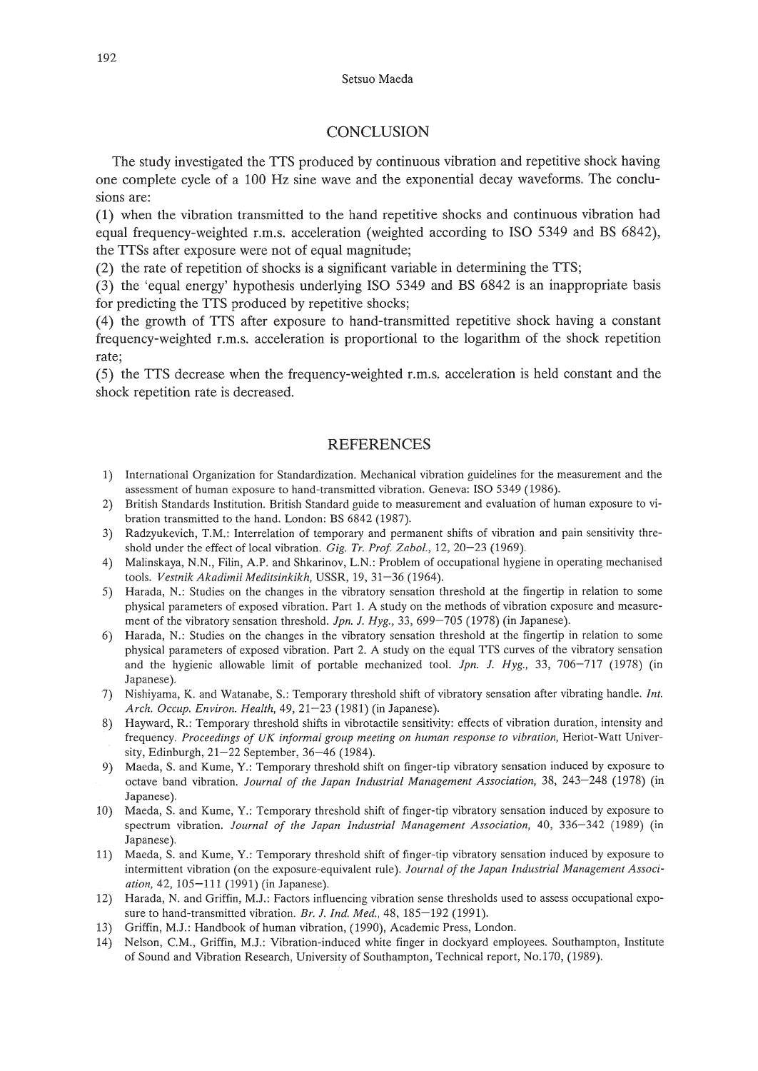## CONCLUSION

The study investigated the TTS produced by continuous vibration and repetitive shock having one complete cycle of a 100 Hz sine wave and the exponential decay waveforms. The conclusions are:

(1) when the vibration transmitted to the hand repetitive shocks and continuous vibration had equal frequency-weighted r.m.s. acceleration (weighted according to ISO 5349 and BS 6842), the TTSs after exposure were not of equal magnitude;

(2) the rate of repetition of shocks is a significant variable in determining the TTS;

(3) the 'equal energy' hypothesis underlying ISO 5349 and BS 6842 is an inappropriate basis for predicting the TTS produced by repetitive shocks;

(4) the growth of TTS after exposure to hand-transmitted repetitive shock having a constant frequency-weighted r.m.s. acceleration is proportional to the logarithm of the shock repetition rate;

(5) the TTS decrease when the frequency-weighted r.m.s. acceleration is held constant and the shock repetition rate is decreased.

## REFERENCES

1) International Organization for Standardization. Mechanical vibration guidelines for the measurement and the assessment of human exposure to hand-transmitted vibration. Geneva: ISO 5349 (1986).
2) British Standards Institution. British Standard guide to measurement and evaluation of human exposure to vibration transmitted to the hand. London: BS 6842 (1987).
3) Radzyukevich, T.M.: Interrelation of temporary and permanent shifts of vibration and pain sensitivity threshold under the effect of local vibration. *Gig. Tr. Prof. Zabol.*, 12, 20–23 (1969).
4) Malinskaya, N.N., Filin, A.P. and Shkarinov, L.N.: Problem of occupational hygiene in operating mechanised tools. *Vestnik Akadimii Meditsinkikh*, USSR, 19, 31–36 (1964).
5) Harada, N.: Studies on the changes in the vibratory sensation threshold at the fingertip in relation to some physical parameters of exposed vibration. Part 1. A study on the methods of vibration exposure and measurement of the vibratory sensation threshold. *Jpn. J. Hyg.*, 33, 699–705 (1978) (in Japanese).
6) Harada, N.: Studies on the changes in the vibratory sensation threshold at the fingertip in relation to some physical parameters of exposed vibration. Part 2. A study on the equal TTS curves of the vibratory sensation and the hygienic allowable limit of portable mechanized tool. *Jpn. J. Hyg.*, 33, 706–717 (1978) (in Japanese).
7) Nishiyama, K. and Watanabe, S.: Temporary threshold shift of vibratory sensation after vibrating handle. *Int. Arch. Occup. Environ. Health*, 49, 21–23 (1981) (in Japanese).
8) Hayward, R.: Temporary threshold shifts in vibrotactile sensitivity: effects of vibration duration, intensity and frequency. *Proceedings of UK informal group meeting on human response to vibration*, Heriot-Watt University, Edinburgh, 21–22 September, 36–46 (1984).
9) Maeda, S. and Kume, Y.: Temporary threshold shift on finger-tip vibratory sensation induced by exposure to octave band vibration. *Journal of the Japan Industrial Management Association*, 38, 243–248 (1978) (in Japanese).
10) Maeda, S. and Kume, Y.: Temporary threshold shift of finger-tip vibratory sensation induced by exposure to spectrum vibration. *Journal of the Japan Industrial Management Association*, 40, 336–342 (1989) (in Japanese).
11) Maeda, S. and Kume, Y.: Temporary threshold shift of finger-tip vibratory sensation induced by exposure to intermittent vibration (on the exposure-equivalent rule). *Journal of the Japan Industrial Management Association*, 42, 105–111 (1991) (in Japanese).
12) Harada, N. and Griffin, M.J.: Factors influencing vibration sense thresholds used to assess occupational exposure to hand-transmitted vibration. *Br. J. Ind. Med.*, 48, 185–192 (1991).
13) Griffin, M.J.: Handbook of human vibration, (1990), Academic Press, London.
14) Nelson, C.M., Griffin, M.J.: Vibration-induced white finger in dockyard employees. Southampton, Institute of Sound and Vibration Research, University of Southampton, Technical report, No.170, (1989).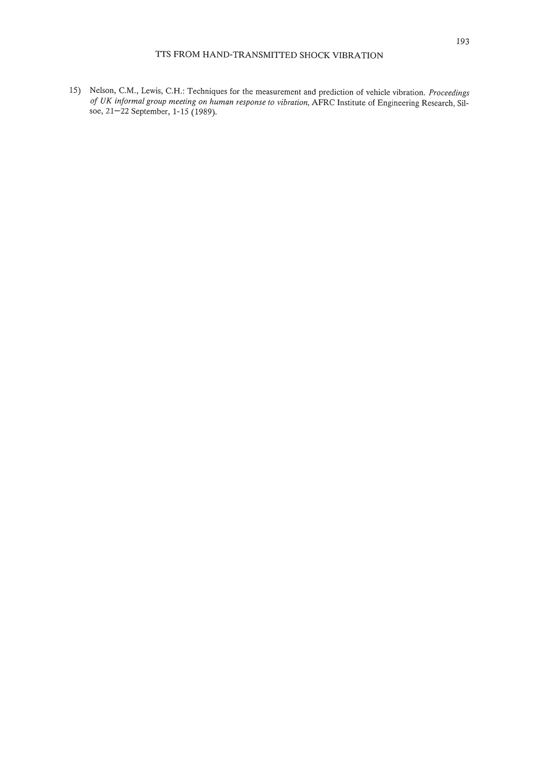15) Nelson, C.M., Lewis, C.H.: Techniques for the measurement and prediction of vehicle vibration. *Proceedings of UK informal group meeting on human response to vibration,* AFRC Institute of Engineering Research, Silsoe, 21–22 September, 1-15 (1989).